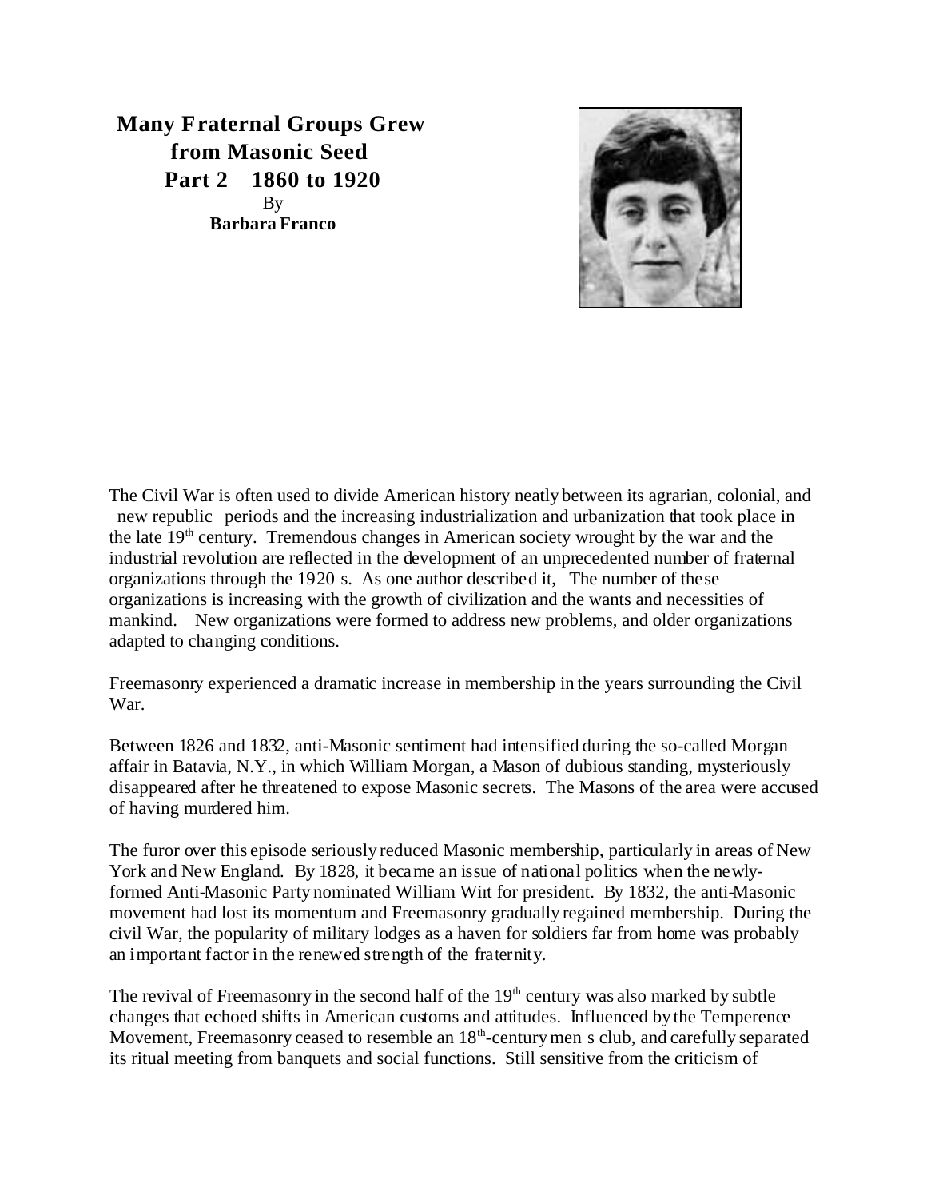**Many Fraternal Groups Grew from Masonic Seed**
**Part 2 1860 to 1920**
By
**Barbara Franco**

The Civil War is often used to divide American history neatly between its agrarian, colonial, and new republic periods and the increasing industrialization and urbanization that took place in the late 19th century. Tremendous changes in American society wrought by the war and the industrial revolution are reflected in the development of an unprecedented number of fraternal organizations through the 1920 s. As one author described it, The number of these organizations is increasing with the growth of civilization and the wants and necessities of mankind. New organizations were formed to address new problems, and older organizations adapted to changing conditions.

Freemasonry experienced a dramatic increase in membership in the years surrounding the Civil War.

Between 1826 and 1832, anti-Masonic sentiment had intensified during the so-called Morgan affair in Batavia, N.Y., in which William Morgan, a Mason of dubious standing, mysteriously disappeared after he threatened to expose Masonic secrets. The Masons of the area were accused of having murdered him.

The furor over this episode seriously reduced Masonic membership, particularly in areas of New York and New England. By 1828, it became an issue of national politics when the newly-formed Anti-Masonic Party nominated William Wirt for president. By 1832, the anti-Masonic movement had lost its momentum and Freemasonry gradually regained membership. During the civil War, the popularity of military lodges as a haven for soldiers far from home was probably an important factor in the renewed strength of the fraternity.

The revival of Freemasonry in the second half of the 19th century was also marked by subtle changes that echoed shifts in American customs and attitudes. Influenced by the Temperence Movement, Freemasonry ceased to resemble an 18th-century men s club, and carefully separated its ritual meeting from banquets and social functions. Still sensitive from the criticism of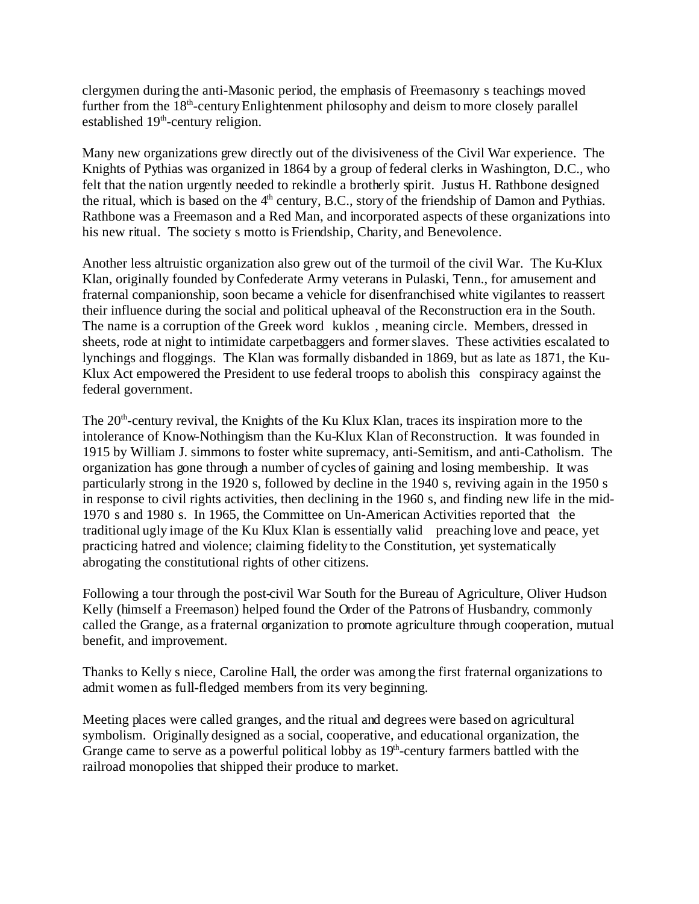clergymen during the anti-Masonic period, the emphasis of Freemasonry s teachings moved further from the 18th-century Enlightenment philosophy and deism to more closely parallel established 19th-century religion.

Many new organizations grew directly out of the divisiveness of the Civil War experience. The Knights of Pythias was organized in 1864 by a group of federal clerks in Washington, D.C., who felt that the nation urgently needed to rekindle a brotherly spirit. Justus H. Rathbone designed the ritual, which is based on the 4th century, B.C., story of the friendship of Damon and Pythias. Rathbone was a Freemason and a Red Man, and incorporated aspects of these organizations into his new ritual. The society s motto is Friendship, Charity, and Benevolence.

Another less altruistic organization also grew out of the turmoil of the civil War. The Ku-Klux Klan, originally founded by Confederate Army veterans in Pulaski, Tenn., for amusement and fraternal companionship, soon became a vehicle for disenfranchised white vigilantes to reassert their influence during the social and political upheaval of the Reconstruction era in the South. The name is a corruption of the Greek word kuklos , meaning circle. Members, dressed in sheets, rode at night to intimidate carpetbaggers and former slaves. These activities escalated to lynchings and floggings. The Klan was formally disbanded in 1869, but as late as 1871, the Ku-Klux Act empowered the President to use federal troops to abolish this conspiracy against the federal government.

The 20th-century revival, the Knights of the Ku Klux Klan, traces its inspiration more to the intolerance of Know-Nothingism than the Ku-Klux Klan of Reconstruction. It was founded in 1915 by William J. simmons to foster white supremacy, anti-Semitism, and anti-Catholism. The organization has gone through a number of cycles of gaining and losing membership. It was particularly strong in the 1920 s, followed by decline in the 1940 s, reviving again in the 1950 s in response to civil rights activities, then declining in the 1960 s, and finding new life in the mid-1970 s and 1980 s. In 1965, the Committee on Un-American Activities reported that the traditional ugly image of the Ku Klux Klan is essentially valid preaching love and peace, yet practicing hatred and violence; claiming fidelity to the Constitution, yet systematically abrogating the constitutional rights of other citizens.

Following a tour through the post-civil War South for the Bureau of Agriculture, Oliver Hudson Kelly (himself a Freemason) helped found the Order of the Patrons of Husbandry, commonly called the Grange, as a fraternal organization to promote agriculture through cooperation, mutual benefit, and improvement.

Thanks to Kelly s niece, Caroline Hall, the order was among the first fraternal organizations to admit women as full-fledged members from its very beginning.

Meeting places were called granges, and the ritual and degrees were based on agricultural symbolism. Originally designed as a social, cooperative, and educational organization, the Grange came to serve as a powerful political lobby as 19th-century farmers battled with the railroad monopolies that shipped their produce to market.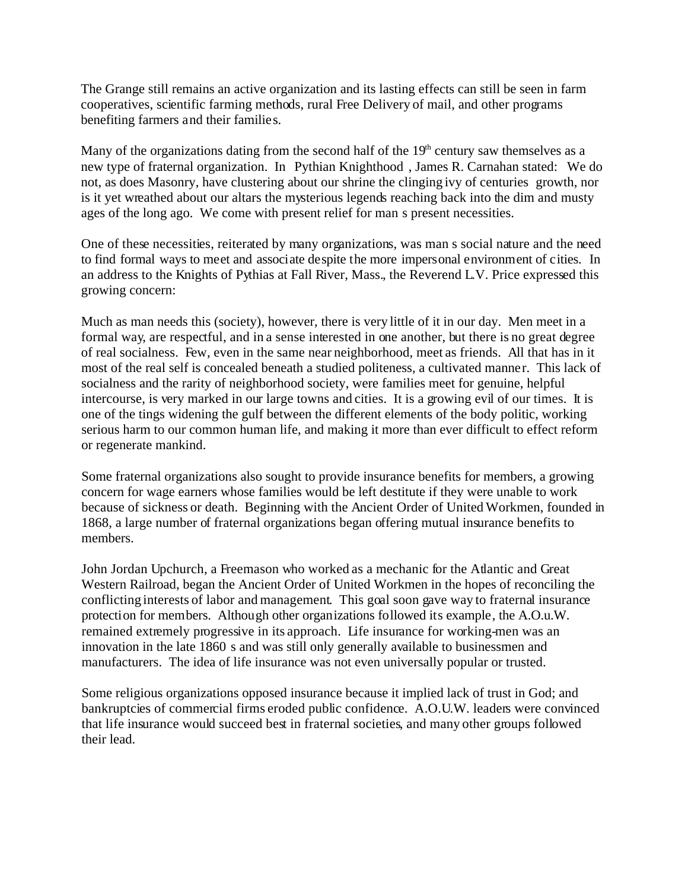The Grange still remains an active organization and its lasting effects can still be seen in farm cooperatives, scientific farming methods, rural Free Delivery of mail, and other programs benefiting farmers and their families.

Many of the organizations dating from the second half of the 19th century saw themselves as a new type of fraternal organization. In Pythian Knighthood , James R. Carnahan stated: We do not, as does Masonry, have clustering about our shrine the clinging ivy of centuries growth, nor is it yet wreathed about our altars the mysterious legends reaching back into the dim and musty ages of the long ago. We come with present relief for man s present necessities.

One of these necessities, reiterated by many organizations, was man s social nature and the need to find formal ways to meet and associate despite the more impersonal environment of cities. In an address to the Knights of Pythias at Fall River, Mass., the Reverend L.V. Price expressed this growing concern:

Much as man needs this (society), however, there is very little of it in our day. Men meet in a formal way, are respectful, and in a sense interested in one another, but there is no great degree of real socialness. Few, even in the same near neighborhood, meet as friends. All that has in it most of the real self is concealed beneath a studied politeness, a cultivated manner. This lack of socialness and the rarity of neighborhood society, were families meet for genuine, helpful intercourse, is very marked in our large towns and cities. It is a growing evil of our times. It is one of the tings widening the gulf between the different elements of the body politic, working serious harm to our common human life, and making it more than ever difficult to effect reform or regenerate mankind.

Some fraternal organizations also sought to provide insurance benefits for members, a growing concern for wage earners whose families would be left destitute if they were unable to work because of sickness or death. Beginning with the Ancient Order of United Workmen, founded in 1868, a large number of fraternal organizations began offering mutual insurance benefits to members.

John Jordan Upchurch, a Freemason who worked as a mechanic for the Atlantic and Great Western Railroad, began the Ancient Order of United Workmen in the hopes of reconciling the conflicting interests of labor and management. This goal soon gave way to fraternal insurance protection for members. Although other organizations followed its example, the A.O.u.W. remained extremely progressive in its approach. Life insurance for working-men was an innovation in the late 1860 s and was still only generally available to businessmen and manufacturers. The idea of life insurance was not even universally popular or trusted.

Some religious organizations opposed insurance because it implied lack of trust in God; and bankruptcies of commercial firms eroded public confidence. A.O.U.W. leaders were convinced that life insurance would succeed best in fraternal societies, and many other groups followed their lead.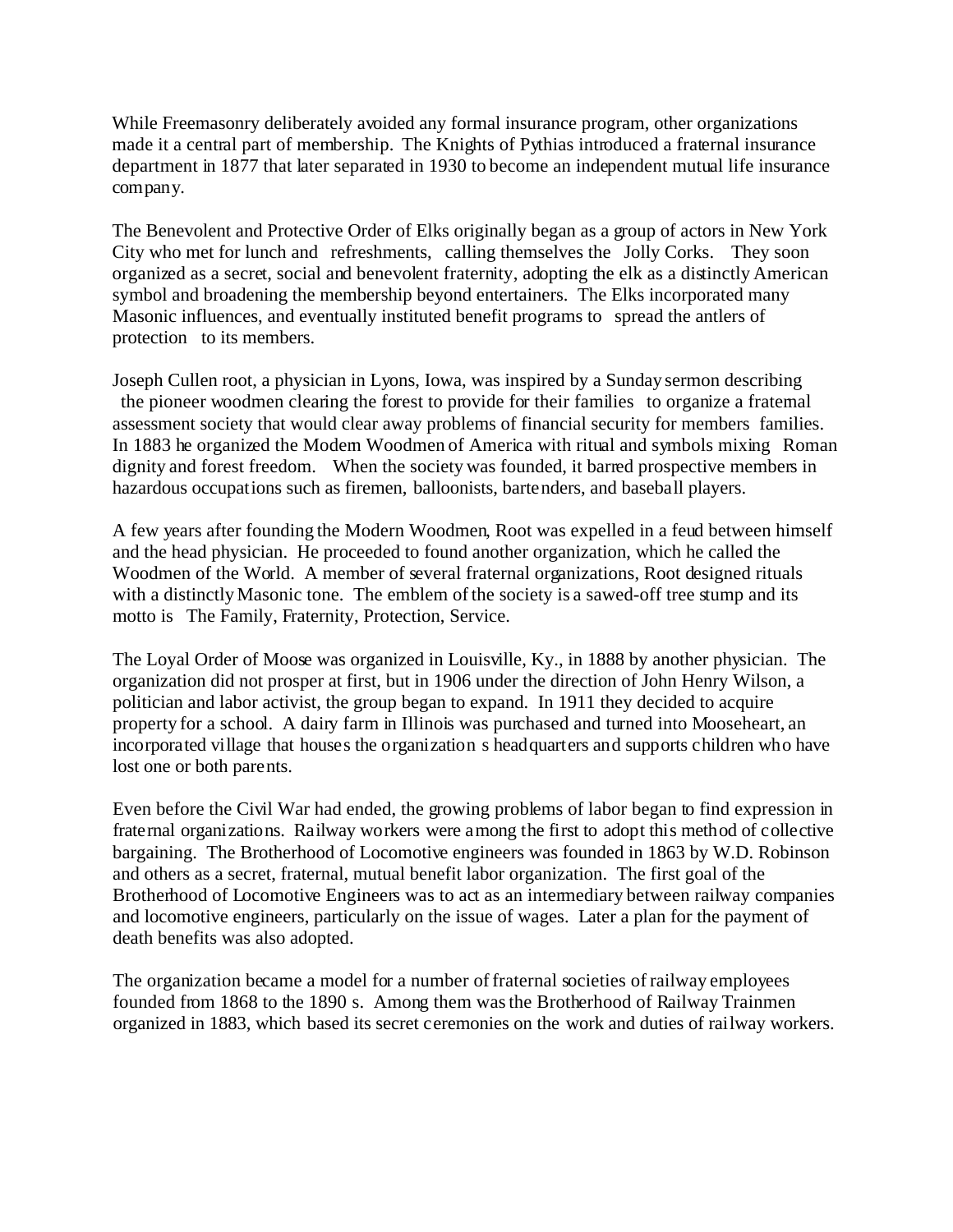While Freemasonry deliberately avoided any formal insurance program, other organizations made it a central part of membership. The Knights of Pythias introduced a fraternal insurance department in 1877 that later separated in 1930 to become an independent mutual life insurance company.

The Benevolent and Protective Order of Elks originally began as a group of actors in New York City who met for lunch and refreshments, calling themselves the Jolly Corks. They soon organized as a secret, social and benevolent fraternity, adopting the elk as a distinctly American symbol and broadening the membership beyond entertainers. The Elks incorporated many Masonic influences, and eventually instituted benefit programs to spread the antlers of protection to its members.

Joseph Cullen root, a physician in Lyons, Iowa, was inspired by a Sunday sermon describing the pioneer woodmen clearing the forest to provide for their families to organize a fraternal assessment society that would clear away problems of financial security for members families. In 1883 he organized the Modern Woodmen of America with ritual and symbols mixing Roman dignity and forest freedom. When the society was founded, it barred prospective members in hazardous occupations such as firemen, balloonists, bartenders, and baseball players.

A few years after founding the Modern Woodmen, Root was expelled in a feud between himself and the head physician. He proceeded to found another organization, which he called the Woodmen of the World. A member of several fraternal organizations, Root designed rituals with a distinctly Masonic tone. The emblem of the society is a sawed-off tree stump and its motto is The Family, Fraternity, Protection, Service.

The Loyal Order of Moose was organized in Louisville, Ky., in 1888 by another physician. The organization did not prosper at first, but in 1906 under the direction of John Henry Wilson, a politician and labor activist, the group began to expand. In 1911 they decided to acquire property for a school. A dairy farm in Illinois was purchased and turned into Mooseheart, an incorporated village that houses the organization s headquarters and supports children who have lost one or both parents.

Even before the Civil War had ended, the growing problems of labor began to find expression in fraternal organizations. Railway workers were among the first to adopt this method of collective bargaining. The Brotherhood of Locomotive engineers was founded in 1863 by W.D. Robinson and others as a secret, fraternal, mutual benefit labor organization. The first goal of the Brotherhood of Locomotive Engineers was to act as an intermediary between railway companies and locomotive engineers, particularly on the issue of wages. Later a plan for the payment of death benefits was also adopted.

The organization became a model for a number of fraternal societies of railway employees founded from 1868 to the 1890 s. Among them was the Brotherhood of Railway Trainmen organized in 1883, which based its secret ceremonies on the work and duties of railway workers.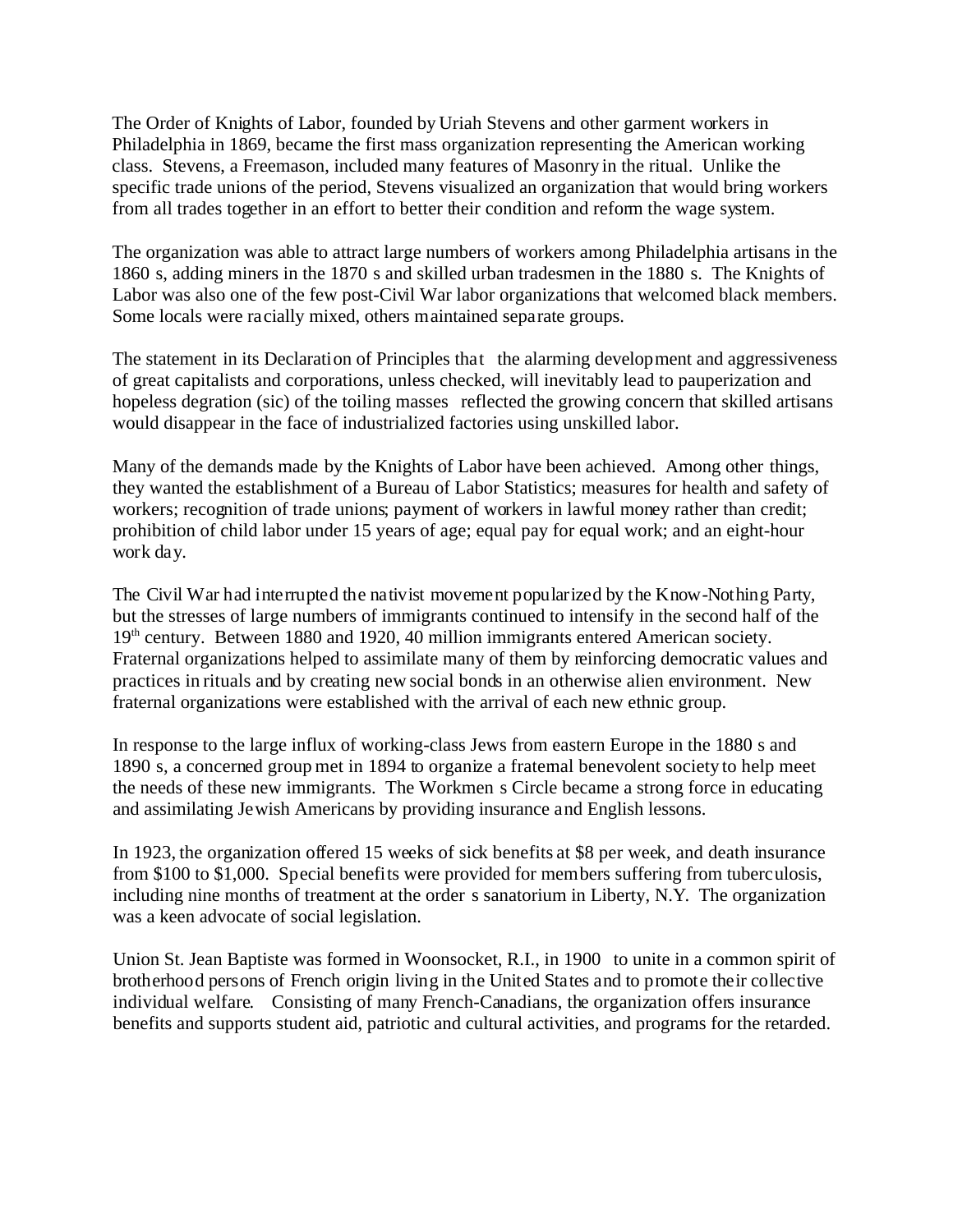The Order of Knights of Labor, founded by Uriah Stevens and other garment workers in Philadelphia in 1869, became the first mass organization representing the American working class. Stevens, a Freemason, included many features of Masonry in the ritual. Unlike the specific trade unions of the period, Stevens visualized an organization that would bring workers from all trades together in an effort to better their condition and reform the wage system.

The organization was able to attract large numbers of workers among Philadelphia artisans in the 1860 s, adding miners in the 1870 s and skilled urban tradesmen in the 1880 s. The Knights of Labor was also one of the few post-Civil War labor organizations that welcomed black members. Some locals were racially mixed, others maintained separate groups.

The statement in its Declaration of Principles that the alarming development and aggressiveness of great capitalists and corporations, unless checked, will inevitably lead to pauperization and hopeless degration (sic) of the toiling masses reflected the growing concern that skilled artisans would disappear in the face of industrialized factories using unskilled labor.

Many of the demands made by the Knights of Labor have been achieved. Among other things, they wanted the establishment of a Bureau of Labor Statistics; measures for health and safety of workers; recognition of trade unions; payment of workers in lawful money rather than credit; prohibition of child labor under 15 years of age; equal pay for equal work; and an eight-hour work day.

The Civil War had interrupted the nativist movement popularized by the Know-Nothing Party, but the stresses of large numbers of immigrants continued to intensify in the second half of the 19th century. Between 1880 and 1920, 40 million immigrants entered American society. Fraternal organizations helped to assimilate many of them by reinforcing democratic values and practices in rituals and by creating new social bonds in an otherwise alien environment. New fraternal organizations were established with the arrival of each new ethnic group.

In response to the large influx of working-class Jews from eastern Europe in the 1880 s and 1890 s, a concerned group met in 1894 to organize a fraternal benevolent society to help meet the needs of these new immigrants. The Workmen s Circle became a strong force in educating and assimilating Jewish Americans by providing insurance and English lessons.

In 1923, the organization offered 15 weeks of sick benefits at $8 per week, and death insurance from $100 to $1,000. Special benefits were provided for members suffering from tuberculosis, including nine months of treatment at the order s sanatorium in Liberty, N.Y. The organization was a keen advocate of social legislation.

Union St. Jean Baptiste was formed in Woonsocket, R.I., in 1900 to unite in a common spirit of brotherhood persons of French origin living in the United States and to promote their collective individual welfare. Consisting of many French-Canadians, the organization offers insurance benefits and supports student aid, patriotic and cultural activities, and programs for the retarded.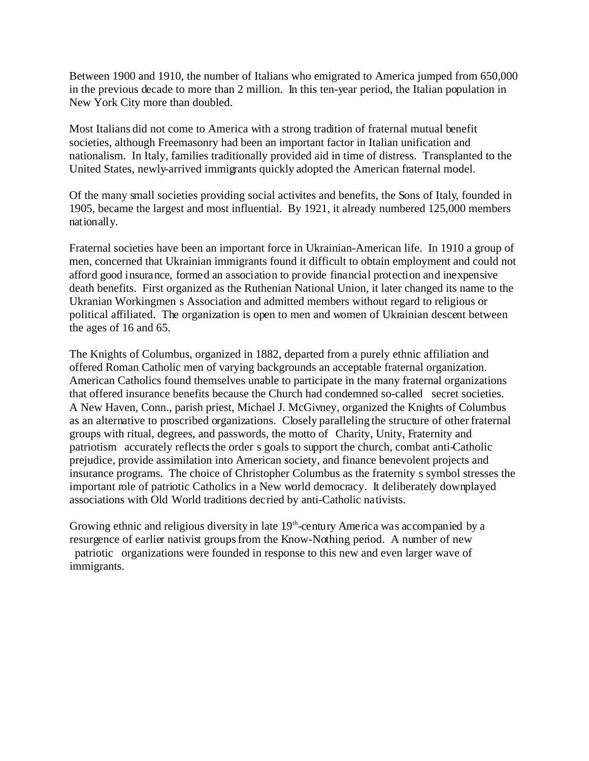Between 1900 and 1910, the number of Italians who emigrated to America jumped from 650,000 in the previous decade to more than 2 million. In this ten-year period, the Italian population in New York City more than doubled.

Most Italians did not come to America with a strong tradition of fraternal mutual benefit societies, although Freemasonry had been an important factor in Italian unification and nationalism. In Italy, families traditionally provided aid in time of distress. Transplanted to the United States, newly-arrived immigrants quickly adopted the American fraternal model.

Of the many small societies providing social activites and benefits, the Sons of Italy, founded in 1905, became the largest and most influential. By 1921, it already numbered 125,000 members nationally.

Fraternal societies have been an important force in Ukrainian-American life. In 1910 a group of men, concerned that Ukrainian immigrants found it difficult to obtain employment and could not afford good insurance, formed an association to provide financial protection and inexpensive death benefits. First organized as the Ruthenian National Union, it later changed its name to the Ukranian Workingmen s Association and admitted members without regard to religious or political affiliated. The organization is open to men and women of Ukrainian descent between the ages of 16 and 65.

The Knights of Columbus, organized in 1882, departed from a purely ethnic affiliation and offered Roman Catholic men of varying backgrounds an acceptable fraternal organization. American Catholics found themselves unable to participate in the many fraternal organizations that offered insurance benefits because the Church had condemned so-called secret societies. A New Haven, Conn., parish priest, Michael J. McGivney, organized the Knights of Columbus as an alternative to proscribed organizations. Closely paralleling the structure of other fraternal groups with ritual, degrees, and passwords, the motto of Charity, Unity, Fraternity and patriotism accurately reflects the order s goals to support the church, combat anti-Catholic prejudice, provide assimilation into American society, and finance benevolent projects and insurance programs. The choice of Christopher Columbus as the fraternity s symbol stresses the important role of patriotic Catholics in a New world democracy. It deliberately downplayed associations with Old World traditions decried by anti-Catholic nativists.

Growing ethnic and religious diversity in late 19th-century America was accompanied by a resurgence of earlier nativist groups from the Know-Nothing period. A number of new patriotic organizations were founded in response to this new and even larger wave of immigrants.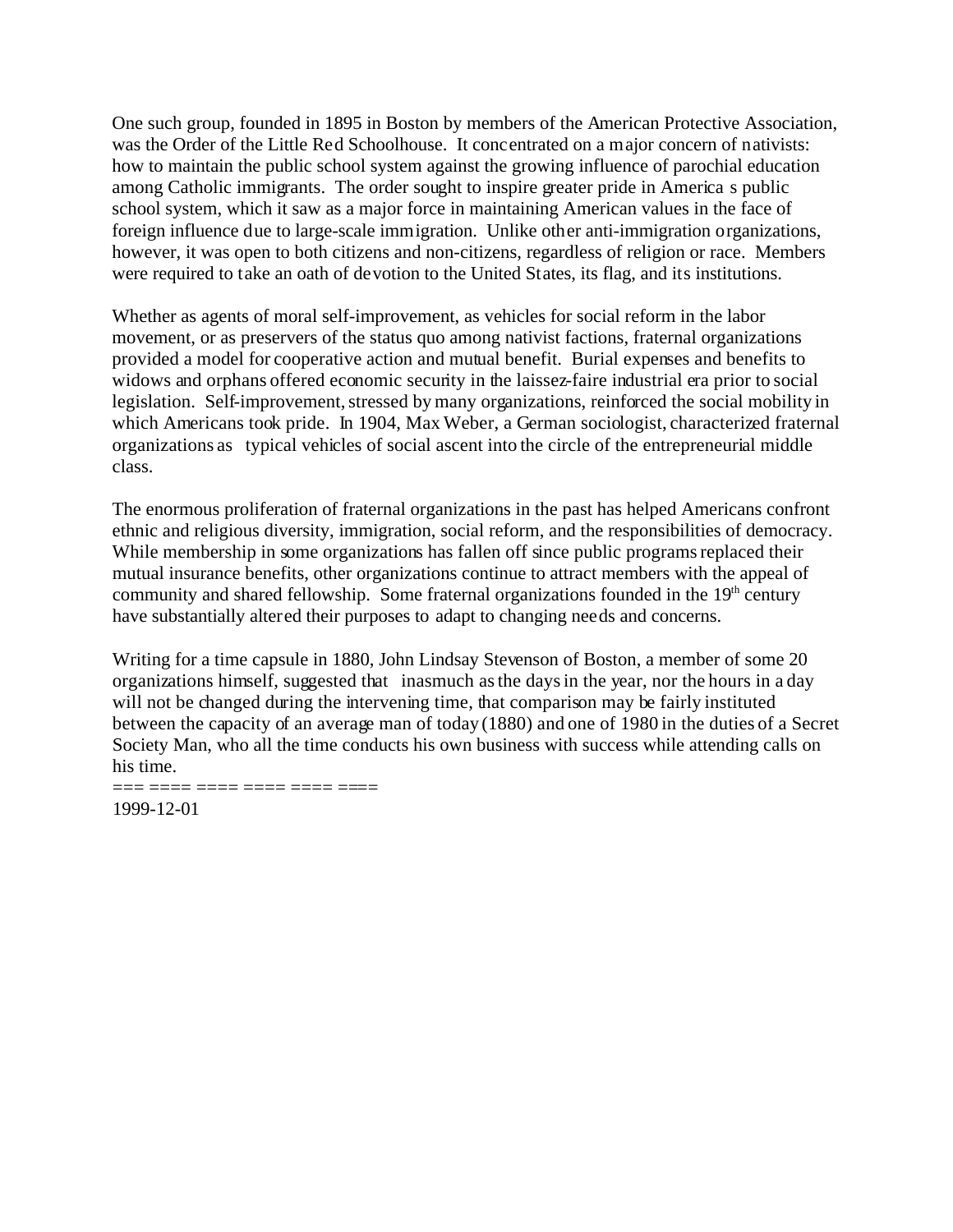One such group, founded in 1895 in Boston by members of the American Protective Association, was the Order of the Little Red Schoolhouse. It concentrated on a major concern of nativists: how to maintain the public school system against the growing influence of parochial education among Catholic immigrants. The order sought to inspire greater pride in America s public school system, which it saw as a major force in maintaining American values in the face of foreign influence due to large-scale immigration. Unlike other anti-immigration organizations, however, it was open to both citizens and non-citizens, regardless of religion or race. Members were required to take an oath of devotion to the United States, its flag, and its institutions.

Whether as agents of moral self-improvement, as vehicles for social reform in the labor movement, or as preservers of the status quo among nativist factions, fraternal organizations provided a model for cooperative action and mutual benefit. Burial expenses and benefits to widows and orphans offered economic security in the laissez-faire industrial era prior to social legislation. Self-improvement, stressed by many organizations, reinforced the social mobility in which Americans took pride. In 1904, Max Weber, a German sociologist, characterized fraternal organizations as typical vehicles of social ascent into the circle of the entrepreneurial middle class.

The enormous proliferation of fraternal organizations in the past has helped Americans confront ethnic and religious diversity, immigration, social reform, and the responsibilities of democracy. While membership in some organizations has fallen off since public programs replaced their mutual insurance benefits, other organizations continue to attract members with the appeal of community and shared fellowship. Some fraternal organizations founded in the 19th century have substantially altered their purposes to adapt to changing needs and concerns.

Writing for a time capsule in 1880, John Lindsay Stevenson of Boston, a member of some 20 organizations himself, suggested that inasmuch as the days in the year, nor the hours in a day will not be changed during the intervening time, that comparison may be fairly instituted between the capacity of an average man of today (1880) and one of 1980 in the duties of a Secret Society Man, who all the time conducts his own business with success while attending calls on his time.

=== ==== ==== ==== ==== ====

1999-12-01